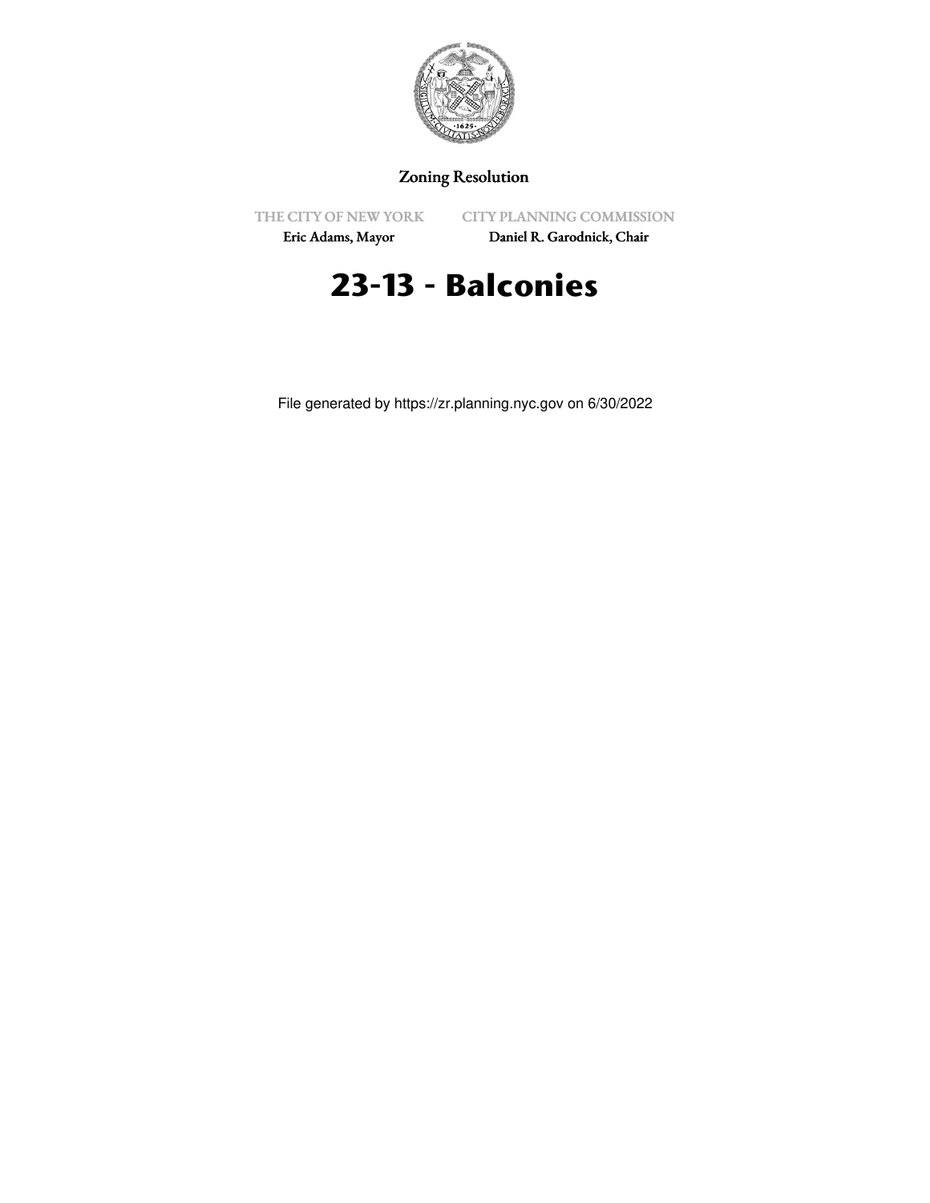Zoning Resolution

THE CITY OF NEW YORK
Eric Adams, Mayor

CITY PLANNING COMMISSION
Daniel R. Garodnick, Chair

# 23-13 - Balconies

File generated by https://zr.planning.nyc.gov on 6/30/2022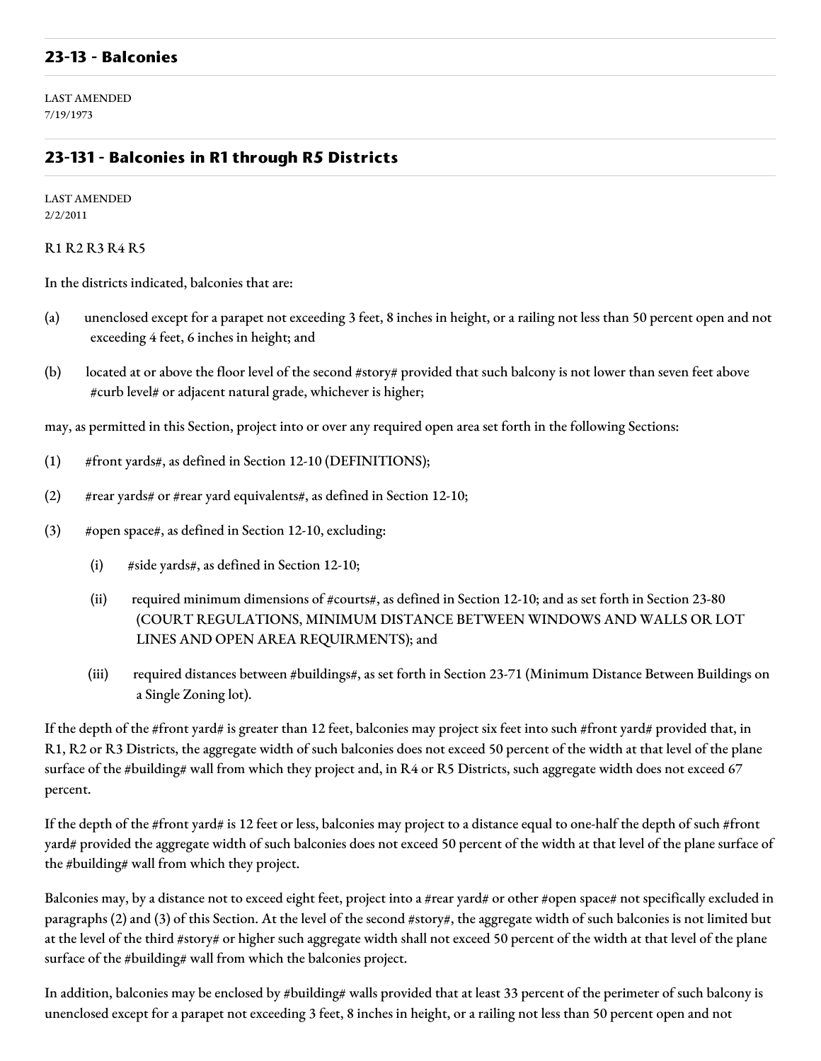## 23-13 - Balconies

LAST AMENDED
7/19/1973

## 23-131 - Balconies in R1 through R5 Districts

LAST AMENDED
2/2/2011

R1 R2 R3 R4 R5

In the districts indicated, balconies that are:

(a) unenclosed except for a parapet not exceeding 3 feet, 8 inches in height, or a railing not less than 50 percent open and not exceeding 4 feet, 6 inches in height; and

(b) located at or above the floor level of the second #story# provided that such balcony is not lower than seven feet above #curb level# or adjacent natural grade, whichever is higher;

may, as permitted in this Section, project into or over any required open area set forth in the following Sections:

(1) #front yards#, as defined in Section 12-10 (DEFINITIONS);

(2) #rear yards# or #rear yard equivalents#, as defined in Section 12-10;

(3) #open space#, as defined in Section 12-10, excluding:

  (i) #side yards#, as defined in Section 12-10;

  (ii) required minimum dimensions of #courts#, as defined in Section 12-10; and as set forth in Section 23-80 (COURT REGULATIONS, MINIMUM DISTANCE BETWEEN WINDOWS AND WALLS OR LOT LINES AND OPEN AREA REQUIRMENTS); and

  (iii) required distances between #buildings#, as set forth in Section 23-71 (Minimum Distance Between Buildings on a Single Zoning lot).

If the depth of the #front yard# is greater than 12 feet, balconies may project six feet into such #front yard# provided that, in R1, R2 or R3 Districts, the aggregate width of such balconies does not exceed 50 percent of the width at that level of the plane surface of the #building# wall from which they project and, in R4 or R5 Districts, such aggregate width does not exceed 67 percent.

If the depth of the #front yard# is 12 feet or less, balconies may project to a distance equal to one-half the depth of such #front yard# provided the aggregate width of such balconies does not exceed 50 percent of the width at that level of the plane surface of the #building# wall from which they project.

Balconies may, by a distance not to exceed eight feet, project into a #rear yard# or other #open space# not specifically excluded in paragraphs (2) and (3) of this Section. At the level of the second #story#, the aggregate width of such balconies is not limited but at the level of the third #story# or higher such aggregate width shall not exceed 50 percent of the width at that level of the plane surface of the #building# wall from which the balconies project.

In addition, balconies may be enclosed by #building# walls provided that at least 33 percent of the perimeter of such balcony is unenclosed except for a parapet not exceeding 3 feet, 8 inches in height, or a railing not less than 50 percent open and not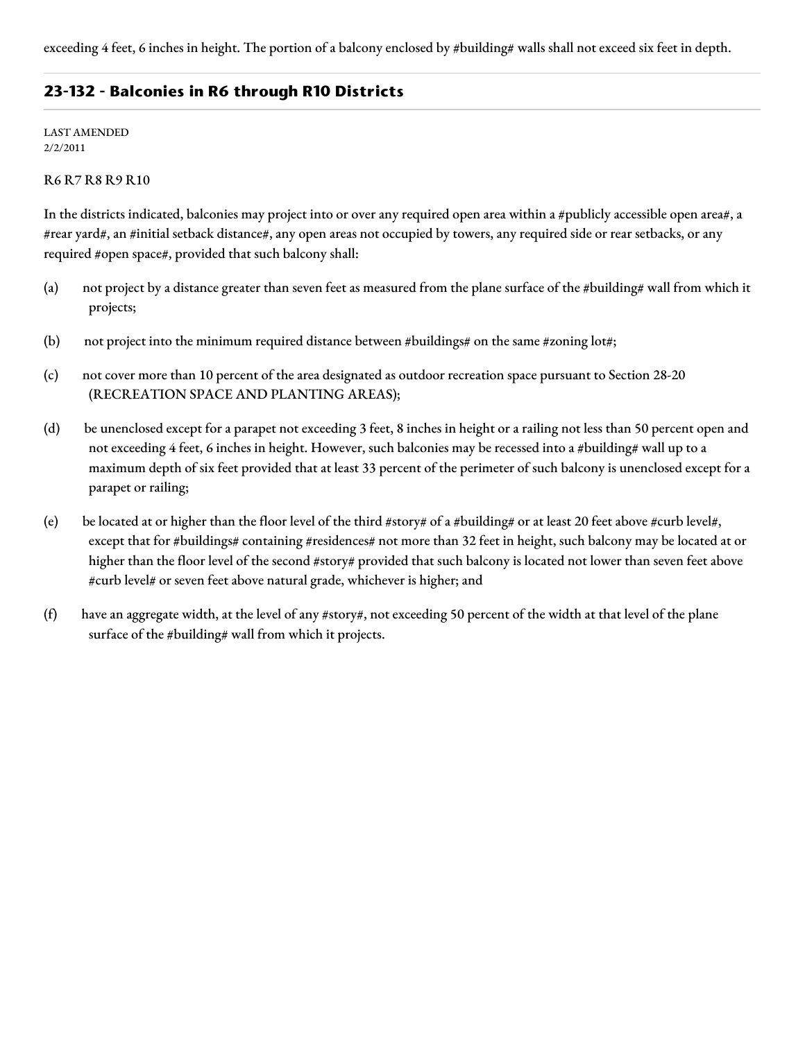exceeding 4 feet, 6 inches in height. The portion of a balcony enclosed by #building# walls shall not exceed six feet in depth.

## 23-132 - Balconies in R6 through R10 Districts

LAST AMENDED
2/2/2011

R6 R7 R8 R9 R10

In the districts indicated, balconies may project into or over any required open area within a #publicly accessible open area#, a #rear yard#, an #initial setback distance#, any open areas not occupied by towers, any required side or rear setbacks, or any required #open space#, provided that such balcony shall:

(a) not project by a distance greater than seven feet as measured from the plane surface of the #building# wall from which it projects;

(b) not project into the minimum required distance between #buildings# on the same #zoning lot#;

(c) not cover more than 10 percent of the area designated as outdoor recreation space pursuant to Section 28-20 (RECREATION SPACE AND PLANTING AREAS);

(d) be unenclosed except for a parapet not exceeding 3 feet, 8 inches in height or a railing not less than 50 percent open and not exceeding 4 feet, 6 inches in height. However, such balconies may be recessed into a #building# wall up to a maximum depth of six feet provided that at least 33 percent of the perimeter of such balcony is unenclosed except for a parapet or railing;

(e) be located at or higher than the floor level of the third #story# of a #building# or at least 20 feet above #curb level#, except that for #buildings# containing #residences# not more than 32 feet in height, such balcony may be located at or higher than the floor level of the second #story# provided that such balcony is located not lower than seven feet above #curb level# or seven feet above natural grade, whichever is higher; and

(f) have an aggregate width, at the level of any #story#, not exceeding 50 percent of the width at that level of the plane surface of the #building# wall from which it projects.